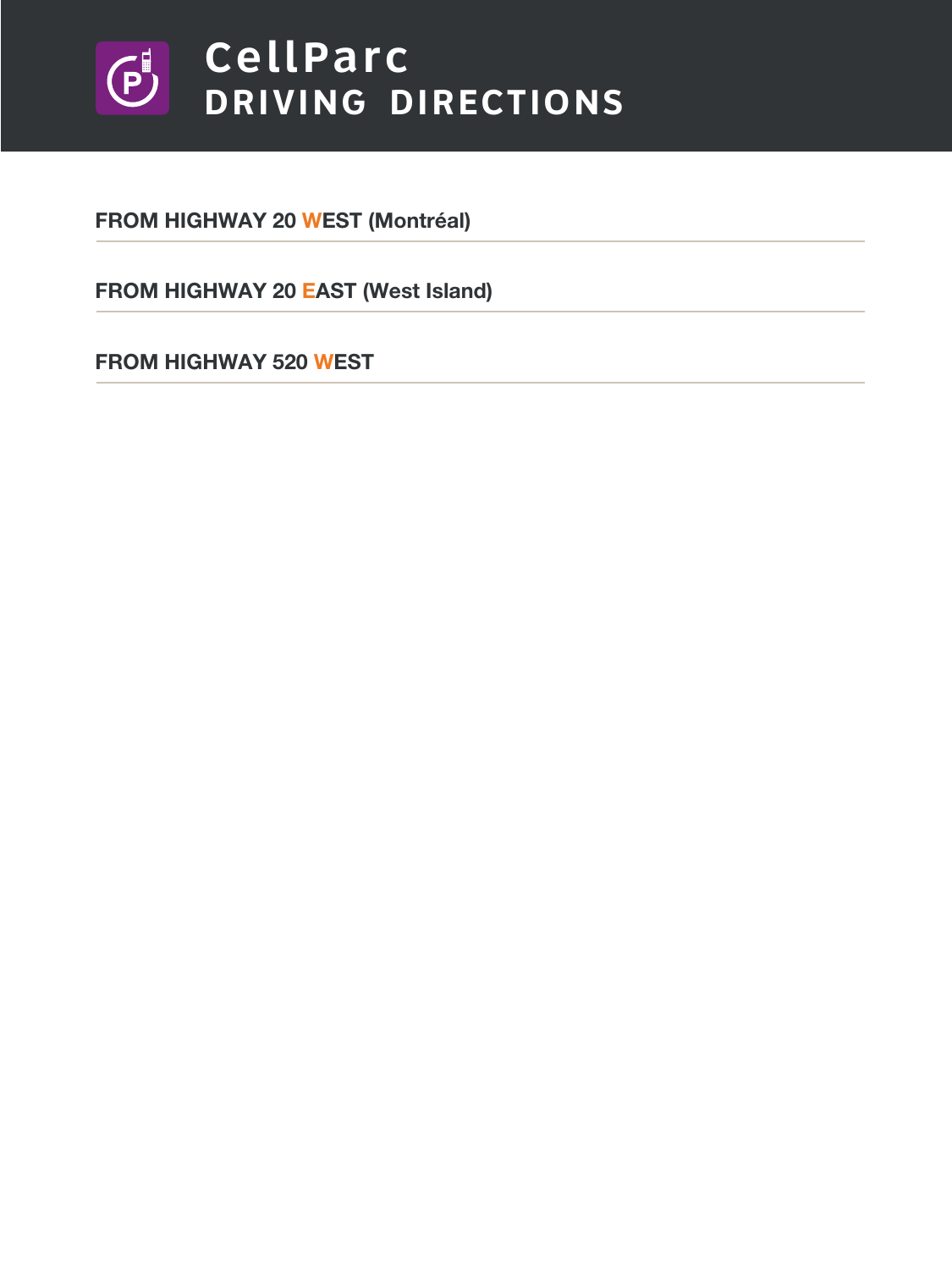# CellParc
## DRIVING DIRECTIONS

**FROM HIGHWAY 20 WEST (Montréal)**

---

**FROM HIGHWAY 20 EAST (West Island)**

---

**FROM HIGHWAY 520 WEST**

---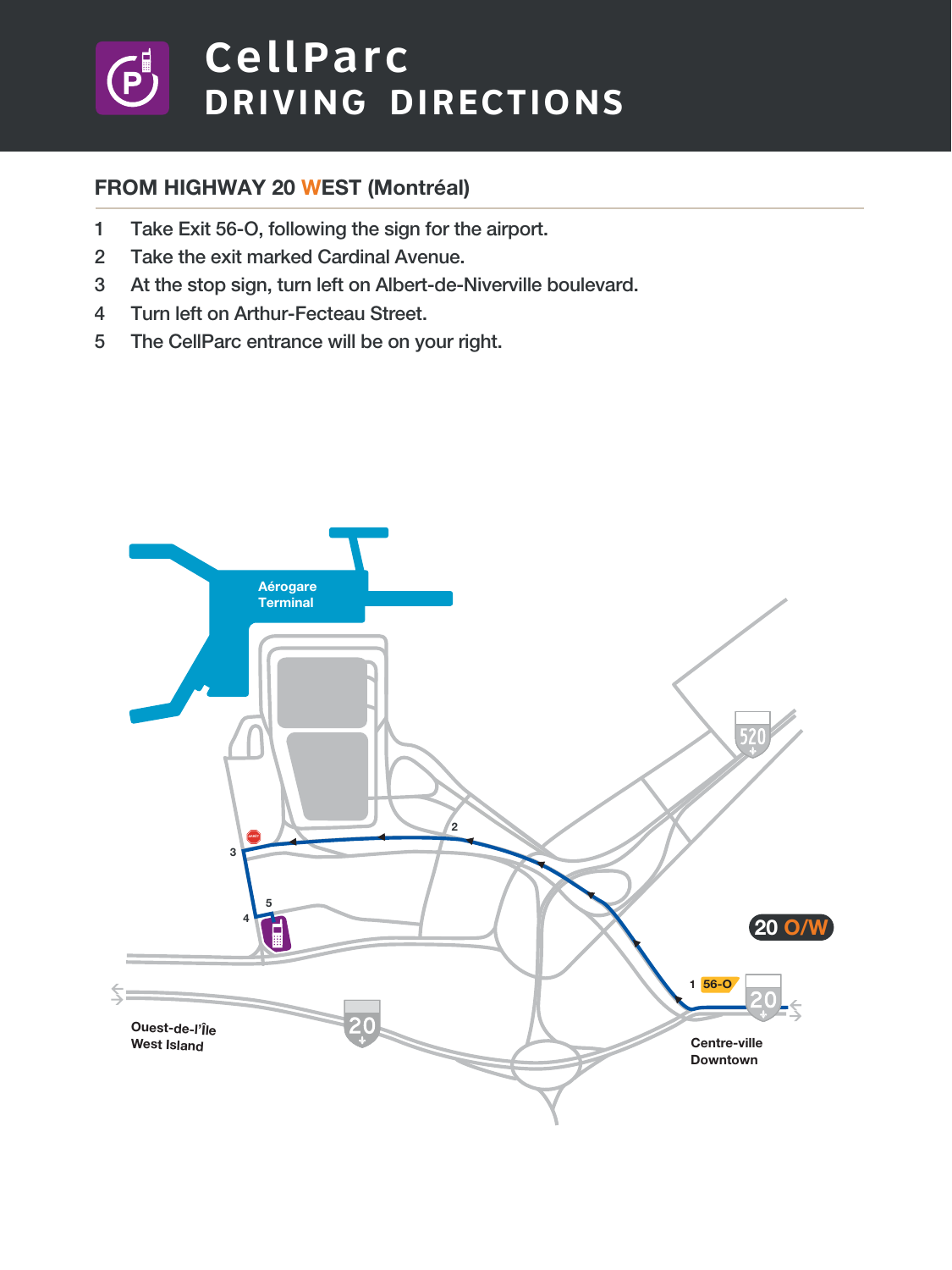# CellParc DRIVING DIRECTIONS

## FROM HIGHWAY 20 WEST (Montréal)

1. Take Exit 56-O, following the sign for the airport.
2. Take the exit marked Cardinal Avenue.
3. At the stop sign, turn left on Albert-de-Niverville boulevard.
4. Turn left on Arthur-Fecteau Street.
5. The CellParc entrance will be on your right.

Aérogare
Terminal

520

20 O/W

56-O

20

Ouest-de-l'Île
West Island

Centre-ville
Downtown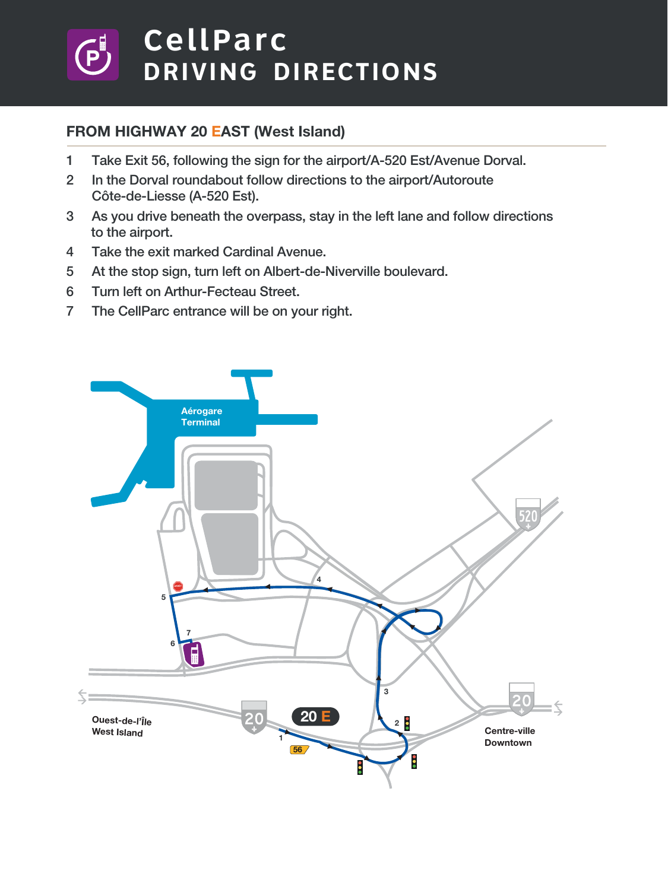# CellParc
## DRIVING DIRECTIONS

### FROM HIGHWAY 20 EAST (West Island)

1. Take Exit 56, following the sign for the airport/A-520 Est/Avenue Dorval.
2. In the Dorval roundabout follow directions to the airport/Autoroute Côte-de-Liesse (A-520 Est).
3. As you drive beneath the overpass, stay in the left lane and follow directions to the airport.
4. Take the exit marked Cardinal Avenue.
5. At the stop sign, turn left on Albert-de-Niverville boulevard.
6. Turn left on Arthur-Fecteau Street.
7. The CellParc entrance will be on your right.

Aérogare
Terminal

520

20 E

20

20

Ouest-de-l'Île
West Island

Centre-ville
Downtown

56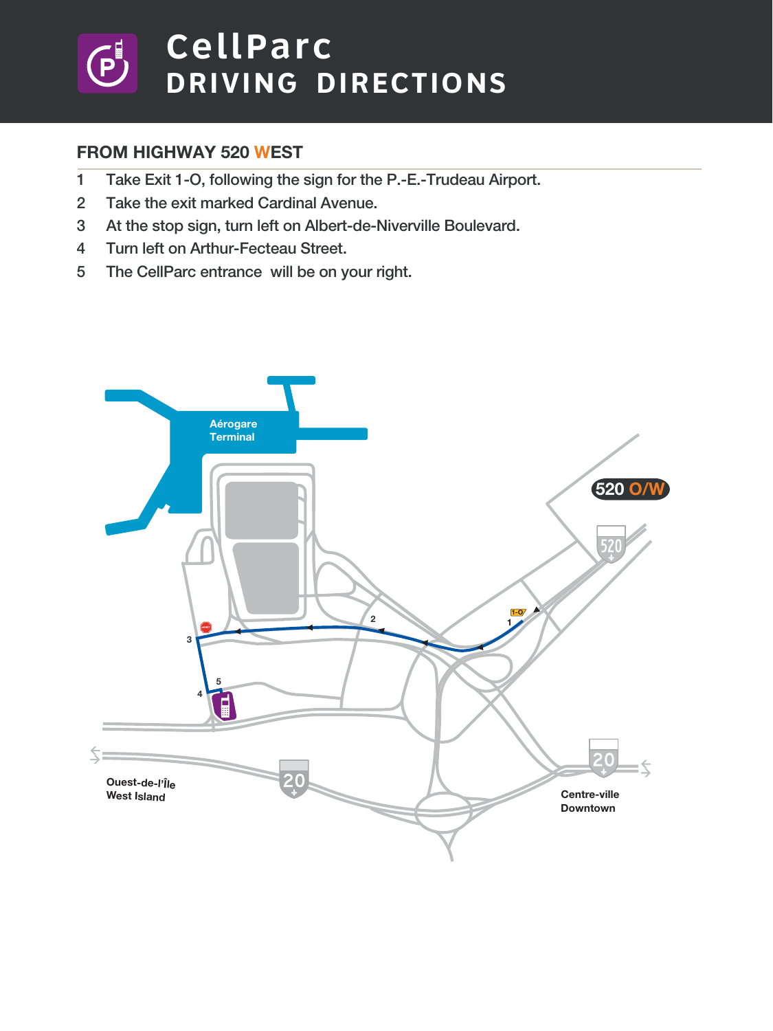# CellParc
## DRIVING DIRECTIONS

### FROM HIGHWAY 520 WEST

1. Take Exit 1-O, following the sign for the P.-E.-Trudeau Airport.
2. Take the exit marked Cardinal Avenue.
3. At the stop sign, turn left on Albert-de-Niverville Boulevard.
4. Turn left on Arthur-Fecteau Street.
5. The CellParc entrance will be on your right.

Aérogare
Terminal

520 O/W

520

1-O

1

2

3

4

5

20

20

Ouest-de-l'Île
West Island

Centre-ville
Downtown